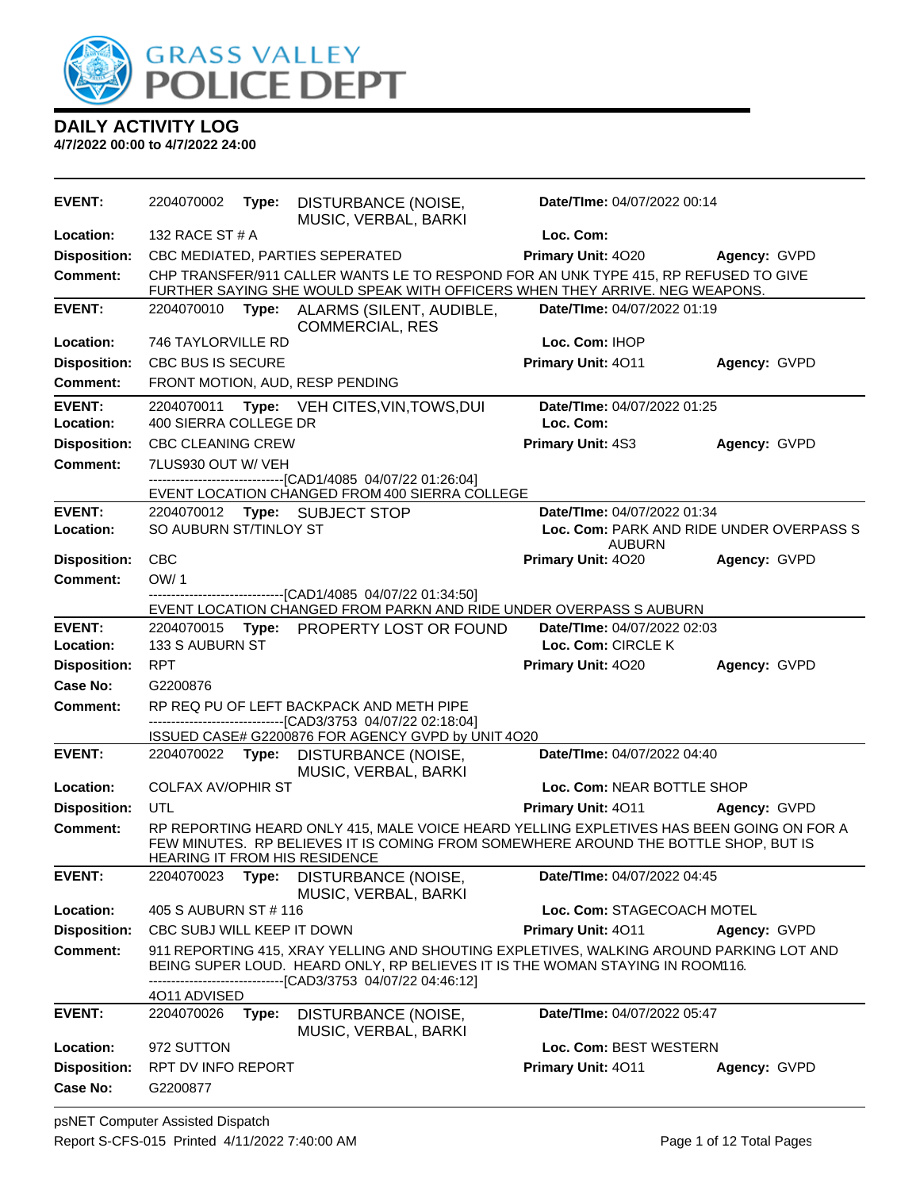GRASS VALLEY POLICE DEPT

# DAILY ACTIVITY LOG

**4/7/2022 00:00 to 4/7/2022 24:00**

| | | | |
|---|---|---|---|
| **EVENT:** 2204070002 | **Type:** DISTURBANCE (NOISE, MUSIC, VERBAL, BARKI | **Date/TIme:** 04/07/2022 00:14 | |
| **Location:** 132 RACE ST # A | | **Loc. Com:** | |
| **Disposition:** CBC MEDIATED, PARTIES SEPERATED | | **Primary Unit:** 4O20 | **Agency:** GVPD |

**Comment:** CHP TRANSFER/911 CALLER WANTS LE TO RESPOND FOR AN UNK TYPE 415, RP REFUSED TO GIVE FURTHER SAYING SHE WOULD SPEAK WITH OFFICERS WHEN THEY ARRIVE. NEG WEAPONS.

| | | | |
|---|---|---|---|
| **EVENT:** 2204070010 | **Type:** ALARMS (SILENT, AUDIBLE, COMMERCIAL, RES | **Date/TIme:** 04/07/2022 01:19 | |
| **Location:** 746 TAYLORVILLE RD | | **Loc. Com:** IHOP | |
| **Disposition:** CBC BUS IS SECURE | | **Primary Unit:** 4O11 | **Agency:** GVPD |

**Comment:** FRONT MOTION, AUD, RESP PENDING

| | | | |
|---|---|---|---|
| **EVENT:** 2204070011 | **Type:** VEH CITES,VIN,TOWS,DUI | **Date/TIme:** 04/07/2022 01:25 | |
| **Location:** 400 SIERRA COLLEGE DR | | **Loc. Com:** | |
| **Disposition:** CBC CLEANING CREW | | **Primary Unit:** 4S3 | **Agency:** GVPD |

**Comment:** 7LUS930 OUT W/ VEH
------------------------------[CAD1/4085 04/07/22 01:26:04]
EVENT LOCATION CHANGED FROM 400 SIERRA COLLEGE

| | | | |
|---|---|---|---|
| **EVENT:** 2204070012 | **Type:** SUBJECT STOP | **Date/TIme:** 04/07/2022 01:34 | |
| **Location:** SO AUBURN ST/TINLOY ST | | **Loc. Com:** PARK AND RIDE UNDER OVERPASS S AUBURN | |
| **Disposition:** CBC | | **Primary Unit:** 4O20 | **Agency:** GVPD |

**Comment:** OW/ 1
------------------------------[CAD1/4085 04/07/22 01:34:50]
EVENT LOCATION CHANGED FROM PARKN AND RIDE UNDER OVERPASS S AUBURN

| | | | |
|---|---|---|---|
| **EVENT:** 2204070015 | **Type:** PROPERTY LOST OR FOUND | **Date/TIme:** 04/07/2022 02:03 | |
| **Location:** 133 S AUBURN ST | | **Loc. Com:** CIRCLE K | |
| **Disposition:** RPT | | **Primary Unit:** 4O20 | **Agency:** GVPD |
| **Case No:** G2200876 | | | |

**Comment:** RP REQ PU OF LEFT BACKPACK AND METH PIPE
------------------------------[CAD3/3753 04/07/22 02:18:04]
ISSUED CASE# G2200876 FOR AGENCY GVPD by UNIT 4O20

| | | | |
|---|---|---|---|
| **EVENT:** 2204070022 | **Type:** DISTURBANCE (NOISE, MUSIC, VERBAL, BARKI | **Date/TIme:** 04/07/2022 04:40 | |
| **Location:** COLFAX AV/OPHIR ST | | **Loc. Com:** NEAR BOTTLE SHOP | |
| **Disposition:** UTL | | **Primary Unit:** 4O11 | **Agency:** GVPD |

**Comment:** RP REPORTING HEARD ONLY 415, MALE VOICE HEARD YELLING EXPLETIVES HAS BEEN GOING ON FOR A FEW MINUTES. RP BELIEVES IT IS COMING FROM SOMEWHERE AROUND THE BOTTLE SHOP, BUT IS HEARING IT FROM HIS RESIDENCE

| | | | |
|---|---|---|---|
| **EVENT:** 2204070023 | **Type:** DISTURBANCE (NOISE, MUSIC, VERBAL, BARKI | **Date/TIme:** 04/07/2022 04:45 | |
| **Location:** 405 S AUBURN ST # 116 | | **Loc. Com:** STAGECOACH MOTEL | |
| **Disposition:** CBC SUBJ WILL KEEP IT DOWN | | **Primary Unit:** 4O11 | **Agency:** GVPD |

**Comment:** 911 REPORTING 415, XRAY YELLING AND SHOUTING EXPLETIVES, WALKING AROUND PARKING LOT AND BEING SUPER LOUD. HEARD ONLY, RP BELIEVES IT IS THE WOMAN STAYING IN ROOM116.
------------------------------[CAD3/3753 04/07/22 04:46:12]
4O11 ADVISED

| | | | |
|---|---|---|---|
| **EVENT:** 2204070026 | **Type:** DISTURBANCE (NOISE, MUSIC, VERBAL, BARKI | **Date/TIme:** 04/07/2022 05:47 | |
| **Location:** 972 SUTTON | | **Loc. Com:** BEST WESTERN | |
| **Disposition:** RPT DV INFO REPORT | | **Primary Unit:** 4O11 | **Agency:** GVPD |
| **Case No:** G2200877 | | | |

psNET Computer Assisted Dispatch
Report S-CFS-015 Printed 4/11/2022 7:40:00 AM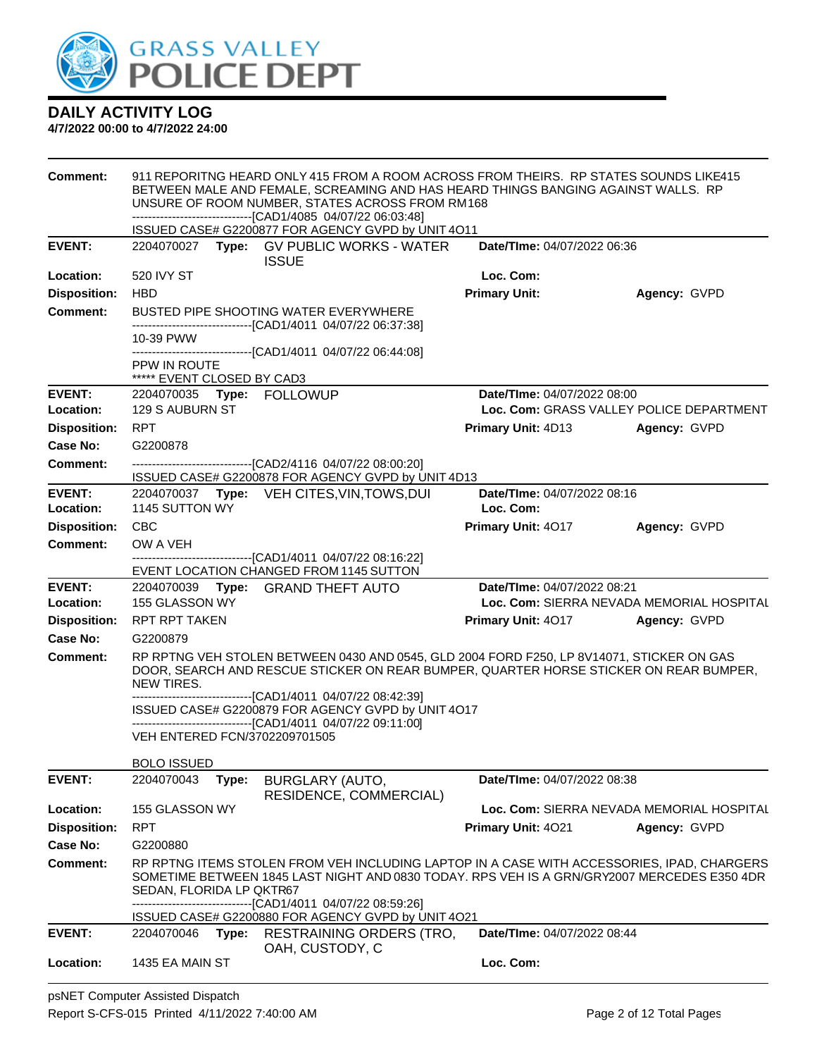# GRASS VALLEY POLICE DEPT

## DAILY ACTIVITY LOG

**4/7/2022 00:00 to 4/7/2022 24:00**

**Comment:** 911 REPORITNG HEARD ONLY 415 FROM A ROOM ACROSS FROM THEIRS. RP STATES SOUNDS LIKE415 BETWEEN MALE AND FEMALE, SCREAMING AND HAS HEARD THINGS BANGING AGAINST WALLS. RP UNSURE OF ROOM NUMBER, STATES ACROSS FROM RM168
------------------------------[CAD1/4085 04/07/22 06:03:48]
ISSUED CASE# G2200877 FOR AGENCY GVPD by UNIT 4O11

| | | | |
|---|---|---|---|
| **EVENT:** | 2204070027 **Type:** GV PUBLIC WORKS - WATER ISSUE | **Date/TIme:** 04/07/2022 06:36 | |
| **Location:** | 520 IVY ST | **Loc. Com:** | |
| **Disposition:** | HBD | **Primary Unit:** | **Agency:** GVPD |

**Comment:** BUSTED PIPE SHOOTING WATER EVERYWHERE
------------------------------[CAD1/4011 04/07/22 06:37:38]
10-39 PWW
------------------------------[CAD1/4011 04/07/22 06:44:08]
PPW IN ROUTE
***** EVENT CLOSED BY CAD3

| | | | |
|---|---|---|---|
| **EVENT:** | 2204070035 **Type:** FOLLOWUP | **Date/TIme:** 04/07/2022 08:00 | |
| **Location:** | 129 S AUBURN ST | **Loc. Com:** GRASS VALLEY POLICE DEPARTMENT | |
| **Disposition:** | RPT | **Primary Unit:** 4D13 | **Agency:** GVPD |
| **Case No:** | G2200878 | | |

**Comment:** ------------------------------[CAD2/4116 04/07/22 08:00:20]
ISSUED CASE# G2200878 FOR AGENCY GVPD by UNIT 4D13

| | | | |
|---|---|---|---|
| **EVENT:** | 2204070037 **Type:** VEH CITES,VIN,TOWS,DUI | **Date/TIme:** 04/07/2022 08:16 | |
| **Location:** | 1145 SUTTON WY | **Loc. Com:** | |
| **Disposition:** | CBC | **Primary Unit:** 4O17 | **Agency:** GVPD |

**Comment:** OW A VEH
------------------------------[CAD1/4011 04/07/22 08:16:22]
EVENT LOCATION CHANGED FROM 1145 SUTTON

| | | | |
|---|---|---|---|
| **EVENT:** | 2204070039 **Type:** GRAND THEFT AUTO | **Date/TIme:** 04/07/2022 08:21 | |
| **Location:** | 155 GLASSON WY | **Loc. Com:** SIERRA NEVADA MEMORIAL HOSPITAL | |
| **Disposition:** | RPT RPT TAKEN | **Primary Unit:** 4O17 | **Agency:** GVPD |
| **Case No:** | G2200879 | | |

**Comment:** RP RPTNG VEH STOLEN BETWEEN 0430 AND 0545, GLD 2004 FORD F250, LP 8V14071, STICKER ON GAS DOOR, SEARCH AND RESCUE STICKER ON REAR BUMPER, QUARTER HORSE STICKER ON REAR BUMPER, NEW TIRES.
------------------------------[CAD1/4011 04/07/22 08:42:39]
ISSUED CASE# G2200879 FOR AGENCY GVPD by UNIT 4O17
------------------------------[CAD1/4011 04/07/22 09:11:00]
VEH ENTERED FCN/3702209701505

BOLO ISSUED

| | | | |
|---|---|---|---|
| **EVENT:** | 2204070043 **Type:** BURGLARY (AUTO, RESIDENCE, COMMERCIAL) | **Date/TIme:** 04/07/2022 08:38 | |
| **Location:** | 155 GLASSON WY | **Loc. Com:** SIERRA NEVADA MEMORIAL HOSPITAL | |
| **Disposition:** | RPT | **Primary Unit:** 4O21 | **Agency:** GVPD |
| **Case No:** | G2200880 | | |

**Comment:** RP RPTNG ITEMS STOLEN FROM VEH INCLUDING LAPTOP IN A CASE WITH ACCESSORIES, IPAD, CHARGERS SOMETIME BETWEEN 1845 LAST NIGHT AND 0830 TODAY. RPS VEH IS A GRN/GRY2007 MERCEDES E350 4DR SEDAN, FLORIDA LP QKTR67
------------------------------[CAD1/4011 04/07/22 08:59:26]
ISSUED CASE# G2200880 FOR AGENCY GVPD by UNIT 4O21

| | | | |
|---|---|---|---|
| **EVENT:** | 2204070046 **Type:** RESTRAINING ORDERS (TRO, OAH, CUSTODY, C | **Date/TIme:** 04/07/2022 08:44 | |
| **Location:** | 1435 EA MAIN ST | **Loc. Com:** | |

psNET Computer Assisted Dispatch
Report S-CFS-015 Printed 4/11/2022 7:40:00 AM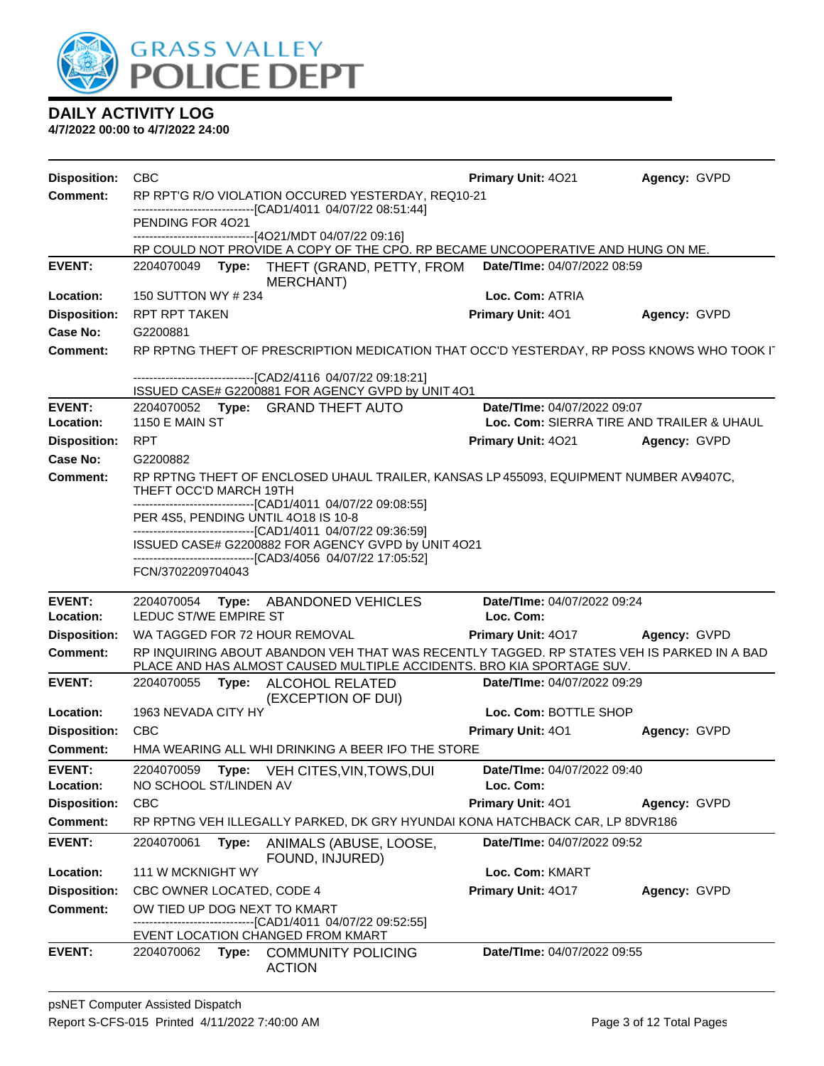# DAILY ACTIVITY LOG

**4/7/2022 00:00 to 4/7/2022 24:00**

**Disposition:** CBC **Primary Unit:** 4O21 **Agency:** GVPD

**Comment:** RP RPT'G R/O VIOLATION OCCURED YESTERDAY, REQ10-21
------------------------------[CAD1/4011 04/07/22 08:51:44]
PENDING FOR 4O21
------------------------------[4O21/MDT 04/07/22 09:16]
RP COULD NOT PROVIDE A COPY OF THE CPO. RP BECAME UNCOOPERATIVE AND HUNG ON ME.

---

**EVENT:** 2204070049 **Type:** THEFT (GRAND, PETTY, FROM MERCHANT) **Date/TIme:** 04/07/2022 08:59

**Location:** 150 SUTTON WY # 234 **Loc. Com:** ATRIA

**Disposition:** RPT RPT TAKEN **Primary Unit:** 4O1 **Agency:** GVPD

**Case No:** G2200881

**Comment:** RP RPTNG THEFT OF PRESCRIPTION MEDICATION THAT OCC'D YESTERDAY, RP POSS KNOWS WHO TOOK IT
------------------------------[CAD2/4116 04/07/22 09:18:21]
ISSUED CASE# G2200881 FOR AGENCY GVPD by UNIT 4O1

---

**EVENT:** 2204070052 **Type:** GRAND THEFT AUTO **Date/TIme:** 04/07/2022 09:07

**Location:** 1150 E MAIN ST **Loc. Com:** SIERRA TIRE AND TRAILER & UHAUL

**Disposition:** RPT **Primary Unit:** 4O21 **Agency:** GVPD

**Case No:** G2200882

**Comment:** RP RPTNG THEFT OF ENCLOSED UHAUL TRAILER, KANSAS LP 455093, EQUIPMENT NUMBER AV9407C, THEFT OCC'D MARCH 19TH
------------------------------[CAD1/4011 04/07/22 09:08:55]
PER 4S5, PENDING UNTIL 4O18 IS 10-8
------------------------------[CAD1/4011 04/07/22 09:36:59]
ISSUED CASE# G2200882 FOR AGENCY GVPD by UNIT 4O21
------------------------------[CAD3/4056 04/07/22 17:05:52]
FCN/3702209704043

---

**EVENT:** 2204070054 **Type:** ABANDONED VEHICLES **Date/TIme:** 04/07/2022 09:24

**Location:** LEDUC ST/WE EMPIRE ST **Loc. Com:**

**Disposition:** WA TAGGED FOR 72 HOUR REMOVAL **Primary Unit:** 4O17 **Agency:** GVPD

**Comment:** RP INQUIRING ABOUT ABANDON VEH THAT WAS RECENTLY TAGGED. RP STATES VEH IS PARKED IN A BAD PLACE AND HAS ALMOST CAUSED MULTIPLE ACCIDENTS. BRO KIA SPORTAGE SUV.

---

**EVENT:** 2204070055 **Type:** ALCOHOL RELATED (EXCEPTION OF DUI) **Date/TIme:** 04/07/2022 09:29

**Location:** 1963 NEVADA CITY HY **Loc. Com:** BOTTLE SHOP

**Disposition:** CBC **Primary Unit:** 4O1 **Agency:** GVPD

**Comment:** HMA WEARING ALL WHI DRINKING A BEER IFO THE STORE

---

**EVENT:** 2204070059 **Type:** VEH CITES,VIN,TOWS,DUI **Date/TIme:** 04/07/2022 09:40

**Location:** NO SCHOOL ST/LINDEN AV **Loc. Com:**

**Disposition:** CBC **Primary Unit:** 4O1 **Agency:** GVPD

**Comment:** RP RPTNG VEH ILLEGALLY PARKED, DK GRY HYUNDAI KONA HATCHBACK CAR, LP 8DVR186

---

**EVENT:** 2204070061 **Type:** ANIMALS (ABUSE, LOOSE, FOUND, INJURED) **Date/TIme:** 04/07/2022 09:52

**Location:** 111 W MCKNIGHT WY **Loc. Com:** KMART

**Disposition:** CBC OWNER LOCATED, CODE 4 **Primary Unit:** 4O17 **Agency:** GVPD

**Comment:** OW TIED UP DOG NEXT TO KMART
------------------------------[CAD1/4011 04/07/22 09:52:55]
EVENT LOCATION CHANGED FROM KMART

---

**EVENT:** 2204070062 **Type:** COMMUNITY POLICING ACTION **Date/TIme:** 04/07/2022 09:55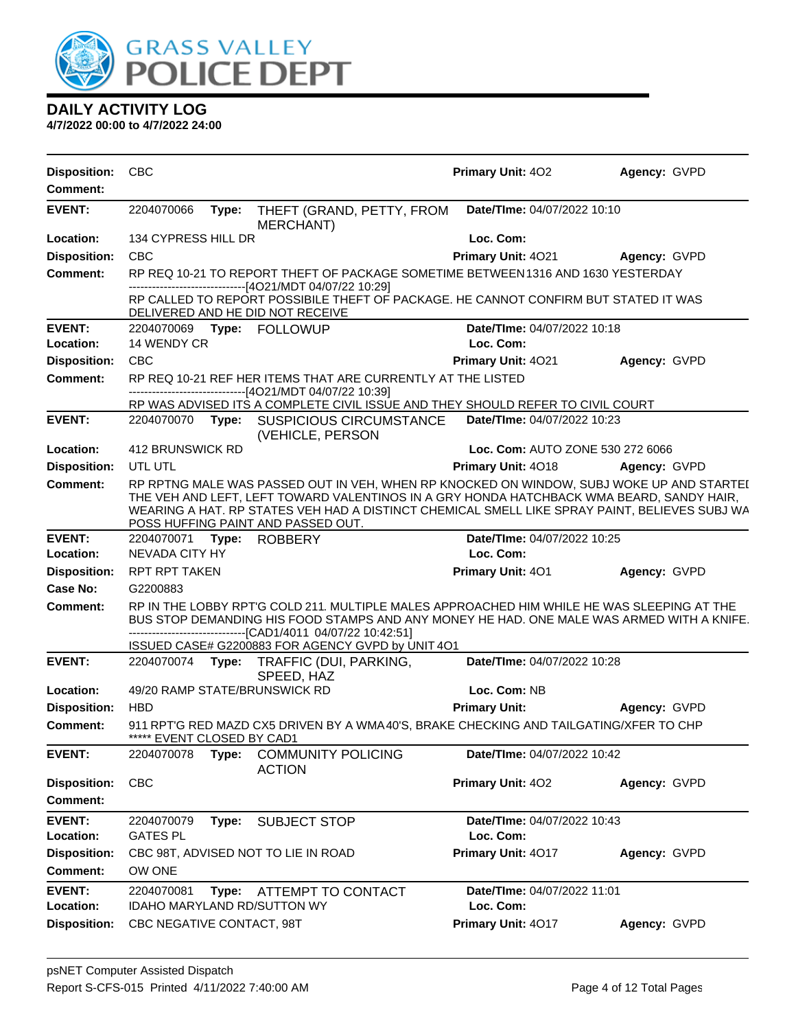# GRASS VALLEY POLICE DEPT

## DAILY ACTIVITY LOG

**4/7/2022 00:00 to 4/7/2022 24:00**

| | | | |
|---|---|---|---|
| **Disposition:** CBC | | **Primary Unit:** 4O2 | **Agency:** GVPD |
| **Comment:** | | | |

| | | | |
|---|---|---|---|
| **EVENT:** 2204070066 | **Type:** THEFT (GRAND, PETTY, FROM MERCHANT) | **Date/TIme:** 04/07/2022 10:10 | |
| **Location:** 134 CYPRESS HILL DR | | **Loc. Com:** | |
| **Disposition:** CBC | | **Primary Unit:** 4O21 | **Agency:** GVPD |

**Comment:** RP REQ 10-21 TO REPORT THEFT OF PACKAGE SOMETIME BETWEEN 1316 AND 1630 YESTERDAY
------------------------------[4O21/MDT 04/07/22 10:29]
RP CALLED TO REPORT POSSIBILE THEFT OF PACKAGE. HE CANNOT CONFIRM BUT STATED IT WAS DELIVERED AND HE DID NOT RECEIVE

| | | | |
|---|---|---|---|
| **EVENT:** 2204070069 | **Type:** FOLLOWUP | **Date/TIme:** 04/07/2022 10:18 | |
| **Location:** 14 WENDY CR | | **Loc. Com:** | |
| **Disposition:** CBC | | **Primary Unit:** 4O21 | **Agency:** GVPD |

**Comment:** RP REQ 10-21 REF HER ITEMS THAT ARE CURRENTLY AT THE LISTED
------------------------------[4O21/MDT 04/07/22 10:39]
RP WAS ADVISED ITS A COMPLETE CIVIL ISSUE AND THEY SHOULD REFER TO CIVIL COURT

| | | | |
|---|---|---|---|
| **EVENT:** 2204070070 | **Type:** SUSPICIOUS CIRCUMSTANCE (VEHICLE, PERSON | **Date/TIme:** 04/07/2022 10:23 | |
| **Location:** 412 BRUNSWICK RD | | **Loc. Com:** AUTO ZONE 530 272 6066 | |
| **Disposition:** UTL UTL | | **Primary Unit:** 4O18 | **Agency:** GVPD |

**Comment:** RP RPTNG MALE WAS PASSED OUT IN VEH, WHEN RP KNOCKED ON WINDOW, SUBJ WOKE UP AND STARTEI THE VEH AND LEFT, LEFT TOWARD VALENTINOS IN A GRY HONDA HATCHBACK WMA BEARD, SANDY HAIR, WEARING A HAT. RP STATES VEH HAD A DISTINCT CHEMICAL SMELL LIKE SPRAY PAINT, BELIEVES SUBJ WA POSS HUFFING PAINT AND PASSED OUT.

| | | | |
|---|---|---|---|
| **EVENT:** 2204070071 | **Type:** ROBBERY | **Date/TIme:** 04/07/2022 10:25 | |
| **Location:** NEVADA CITY HY | | **Loc. Com:** | |
| **Disposition:** RPT RPT TAKEN | | **Primary Unit:** 4O1 | **Agency:** GVPD |
| **Case No:** G2200883 | | | |

**Comment:** RP IN THE LOBBY RPT'G COLD 211. MULTIPLE MALES APPROACHED HIM WHILE HE WAS SLEEPING AT THE BUS STOP DEMANDING HIS FOOD STAMPS AND ANY MONEY HE HAD. ONE MALE WAS ARMED WITH A KNIFE.
------------------------------[CAD1/4011 04/07/22 10:42:51]
ISSUED CASE# G2200883 FOR AGENCY GVPD by UNIT 4O1

| | | | |
|---|---|---|---|
| **EVENT:** 2204070074 | **Type:** TRAFFIC (DUI, PARKING, SPEED, HAZ | **Date/TIme:** 04/07/2022 10:28 | |
| **Location:** 49/20 RAMP STATE/BRUNSWICK RD | | **Loc. Com:** NB | |
| **Disposition:** HBD | | **Primary Unit:** | **Agency:** GVPD |

**Comment:** 911 RPT'G RED MAZD CX5 DRIVEN BY A WMA 40'S, BRAKE CHECKING AND TAILGATING/XFER TO CHP
***** EVENT CLOSED BY CAD1

| | | | |
|---|---|---|---|
| **EVENT:** 2204070078 | **Type:** COMMUNITY POLICING ACTION | **Date/TIme:** 04/07/2022 10:42 | |
| **Disposition:** CBC | | **Primary Unit:** 4O2 | **Agency:** GVPD |
| **Comment:** | | | |

| | | | |
|---|---|---|---|
| **EVENT:** 2204070079 | **Type:** SUBJECT STOP | **Date/TIme:** 04/07/2022 10:43 | |
| **Location:** GATES PL | | **Loc. Com:** | |
| **Disposition:** CBC 98T, ADVISED NOT TO LIE IN ROAD | | **Primary Unit:** 4O17 | **Agency:** GVPD |
| **Comment:** OW ONE | | | |

| | | | |
|---|---|---|---|
| **EVENT:** 2204070081 | **Type:** ATTEMPT TO CONTACT | **Date/TIme:** 04/07/2022 11:01 | |
| **Location:** IDAHO MARYLAND RD/SUTTON WY | | **Loc. Com:** | |
| **Disposition:** CBC NEGATIVE CONTACT, 98T | | **Primary Unit:** 4O17 | **Agency:** GVPD |

psNET Computer Assisted Dispatch
Report S-CFS-015 Printed 4/11/2022 7:40:00 AM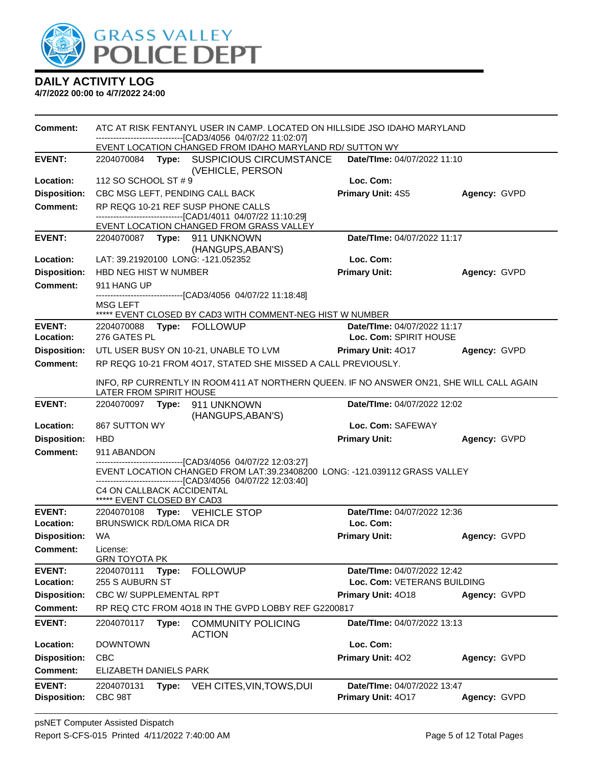# DAILY ACTIVITY LOG

**4/7/2022 00:00 to 4/7/2022 24:00**

**Comment:** ATC AT RISK FENTANYL USER IN CAMP. LOCATED ON HILLSIDE JSO IDAHO MARYLAND
------------------------------[CAD3/4056 04/07/22 11:02:07]
EVENT LOCATION CHANGED FROM IDAHO MARYLAND RD/ SUTTON WY

---

**EVENT:** 2204070084 **Type:** SUSPICIOUS CIRCUMSTANCE (VEHICLE, PERSON) **Date/TIme:** 04/07/2022 11:10
**Location:** 112 SO SCHOOL ST # 9 **Loc. Com:**
**Disposition:** CBC MSG LEFT, PENDING CALL BACK **Primary Unit:** 4S5 **Agency:** GVPD
**Comment:** RP REQG 10-21 REF SUSP PHONE CALLS
------------------------------[CAD1/4011 04/07/22 11:10:29]
EVENT LOCATION CHANGED FROM GRASS VALLEY

---

**EVENT:** 2204070087 **Type:** 911 UNKNOWN (HANGUPS,ABAN'S) **Date/TIme:** 04/07/2022 11:17
**Location:** LAT: 39.21920100 LONG: -121.052352 **Loc. Com:**
**Disposition:** HBD NEG HIST W NUMBER **Primary Unit:** **Agency:** GVPD
**Comment:** 911 HANG UP
------------------------------[CAD3/4056 04/07/22 11:18:48]
MSG LEFT
***** EVENT CLOSED BY CAD3 WITH COMMENT-NEG HIST W NUMBER

---

**EVENT:** 2204070088 **Type:** FOLLOWUP **Date/TIme:** 04/07/2022 11:17
**Location:** 276 GATES PL **Loc. Com:** SPIRIT HOUSE
**Disposition:** UTL USER BUSY ON 10-21, UNABLE TO LVM **Primary Unit:** 4O17 **Agency:** GVPD
**Comment:** RP REQG 10-21 FROM 4O17, STATED SHE MISSED A CALL PREVIOUSLY.

INFO, RP CURRENTLY IN ROOM 411 AT NORTHERN QUEEN. IF NO ANSWER ON21, SHE WILL CALL AGAIN LATER FROM SPIRIT HOUSE

---

**EVENT:** 2204070097 **Type:** 911 UNKNOWN (HANGUPS,ABAN'S) **Date/TIme:** 04/07/2022 12:02
**Location:** 867 SUTTON WY **Loc. Com:** SAFEWAY
**Disposition:** HBD **Primary Unit:** **Agency:** GVPD
**Comment:** 911 ABANDON
------------------------------[CAD3/4056 04/07/22 12:03:27]
EVENT LOCATION CHANGED FROM LAT:39.23408200 LONG: -121.039112 GRASS VALLEY
------------------------------[CAD3/4056 04/07/22 12:03:40]
C4 ON CALLBACK ACCIDENTAL
***** EVENT CLOSED BY CAD3

---

**EVENT:** 2204070108 **Type:** VEHICLE STOP **Date/TIme:** 04/07/2022 12:36
**Location:** BRUNSWICK RD/LOMA RICA DR **Loc. Com:**
**Disposition:** WA **Primary Unit:** **Agency:** GVPD
**Comment:** License:
GRN TOYOTA PK

---

**EVENT:** 2204070111 **Type:** FOLLOWUP **Date/TIme:** 04/07/2022 12:42
**Location:** 255 S AUBURN ST **Loc. Com:** VETERANS BUILDING
**Disposition:** CBC W/ SUPPLEMENTAL RPT **Primary Unit:** 4O18 **Agency:** GVPD
**Comment:** RP REQ CTC FROM 4O18 IN THE GVPD LOBBY REF G2200817

---

**EVENT:** 2204070117 **Type:** COMMUNITY POLICING ACTION **Date/TIme:** 04/07/2022 13:13
**Location:** DOWNTOWN **Loc. Com:**
**Disposition:** CBC **Primary Unit:** 4O2 **Agency:** GVPD
**Comment:** ELIZABETH DANIELS PARK

---

**EVENT:** 2204070131 **Type:** VEH CITES,VIN,TOWS,DUI **Date/TIme:** 04/07/2022 13:47
**Disposition:** CBC 98T **Primary Unit:** 4O17 **Agency:** GVPD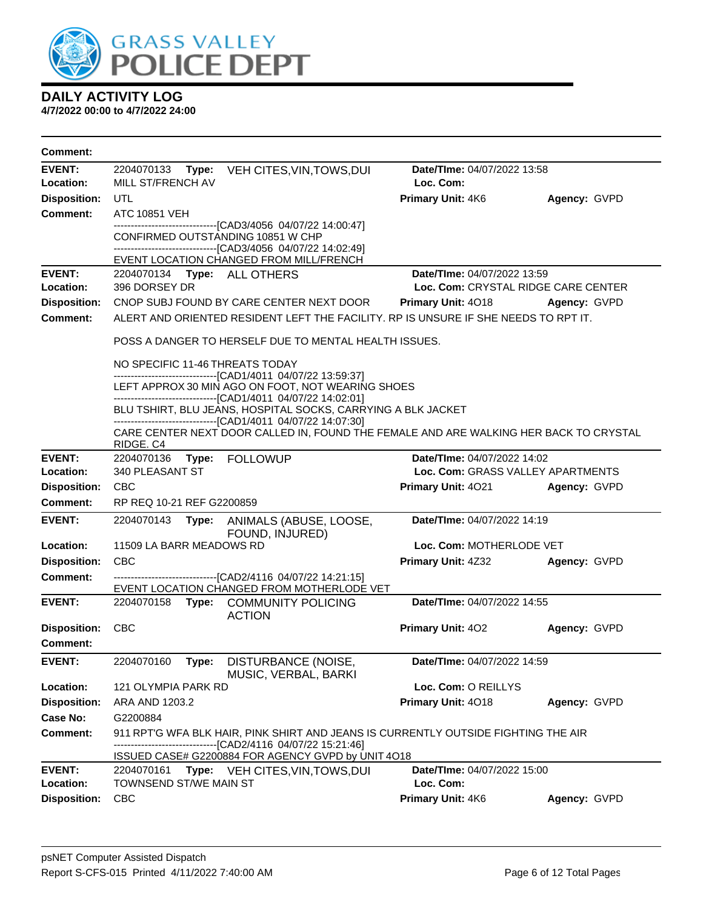# DAILY ACTIVITY LOG

**4/7/2022 00:00 to 4/7/2022 24:00**

**Comment:**

| | | | | |
|---|---|---|---|---|
| **EVENT:** | 2204070133 **Type:** VEH CITES,VIN,TOWS,DUI | **Date/TIme:** 04/07/2022 13:58 | | |
| **Location:** | MILL ST/FRENCH AV | **Loc. Com:** | | |
| **Disposition:** | UTL | **Primary Unit:** 4K6 | **Agency:** GVPD | |
| **Comment:** | ATC 10851 VEH<br>------------------------------[CAD3/4056 04/07/22 14:00:47]<br>CONFIRMED OUTSTANDING 10851 W CHP<br>------------------------------[CAD3/4056 04/07/22 14:02:49]<br>EVENT LOCATION CHANGED FROM MILL/FRENCH | | | |
| **EVENT:** | 2204070134 **Type:** ALL OTHERS | **Date/TIme:** 04/07/2022 13:59 | | |
| **Location:** | 396 DORSEY DR | **Loc. Com:** CRYSTAL RIDGE CARE CENTER | | |
| **Disposition:** | CNOP SUBJ FOUND BY CARE CENTER NEXT DOOR | **Primary Unit:** 4O18 | **Agency:** GVPD | |
| **Comment:** | ALERT AND ORIENTED RESIDENT LEFT THE FACILITY. RP IS UNSURE IF SHE NEEDS TO RPT IT.<br><br>POSS A DANGER TO HERSELF DUE TO MENTAL HEALTH ISSUES.<br><br>NO SPECIFIC 11-46 THREATS TODAY<br>------------------------------[CAD1/4011 04/07/22 13:59:37]<br>LEFT APPROX 30 MIN AGO ON FOOT, NOT WEARING SHOES<br>------------------------------[CAD1/4011 04/07/22 14:02:01]<br>BLU TSHIRT, BLU JEANS, HOSPITAL SOCKS, CARRYING A BLK JACKET<br>------------------------------[CAD1/4011 04/07/22 14:07:30]<br>CARE CENTER NEXT DOOR CALLED IN, FOUND THE FEMALE AND ARE WALKING HER BACK TO CRYSTAL RIDGE. C4 | | | |
| **EVENT:** | 2204070136 **Type:** FOLLOWUP | **Date/TIme:** 04/07/2022 14:02 | | |
| **Location:** | 340 PLEASANT ST | **Loc. Com:** GRASS VALLEY APARTMENTS | | |
| **Disposition:** | CBC | **Primary Unit:** 4O21 | **Agency:** GVPD | |
| **Comment:** | RP REQ 10-21 REF G2200859 | | | |
| **EVENT:** | 2204070143 **Type:** ANIMALS (ABUSE, LOOSE, FOUND, INJURED) | **Date/TIme:** 04/07/2022 14:19 | | |
| **Location:** | 11509 LA BARR MEADOWS RD | **Loc. Com:** MOTHERLODE VET | | |
| **Disposition:** | CBC | **Primary Unit:** 4Z32 | **Agency:** GVPD | |
| **Comment:** | ------------------------------[CAD2/4116 04/07/22 14:21:15]<br>EVENT LOCATION CHANGED FROM MOTHERLODE VET | | | |
| **EVENT:** | 2204070158 **Type:** COMMUNITY POLICING ACTION | **Date/TIme:** 04/07/2022 14:55 | | |
| **Disposition:** | CBC | **Primary Unit:** 4O2 | **Agency:** GVPD | |
| **Comment:** | | | | |
| **EVENT:** | 2204070160 **Type:** DISTURBANCE (NOISE, MUSIC, VERBAL, BARKI | **Date/TIme:** 04/07/2022 14:59 | | |
| **Location:** | 121 OLYMPIA PARK RD | **Loc. Com:** O REILLYS | | |
| **Disposition:** | ARA AND 1203.2 | **Primary Unit:** 4O18 | **Agency:** GVPD | |
| **Case No:** | G2200884 | | | |
| **Comment:** | 911 RPT'G WFA BLK HAIR, PINK SHIRT AND JEANS IS CURRENTLY OUTSIDE FIGHTING THE AIR<br>------------------------------[CAD2/4116 04/07/22 15:21:46]<br>ISSUED CASE# G2200884 FOR AGENCY GVPD by UNIT 4O18 | | | |
| **EVENT:** | 2204070161 **Type:** VEH CITES,VIN,TOWS,DUI | **Date/TIme:** 04/07/2022 15:00 | | |
| **Location:** | TOWNSEND ST/WE MAIN ST | **Loc. Com:** | | |
| **Disposition:** | CBC | **Primary Unit:** 4K6 | **Agency:** GVPD | |

psNET Computer Assisted Dispatch
Report S-CFS-015 Printed 4/11/2022 7:40:00 AM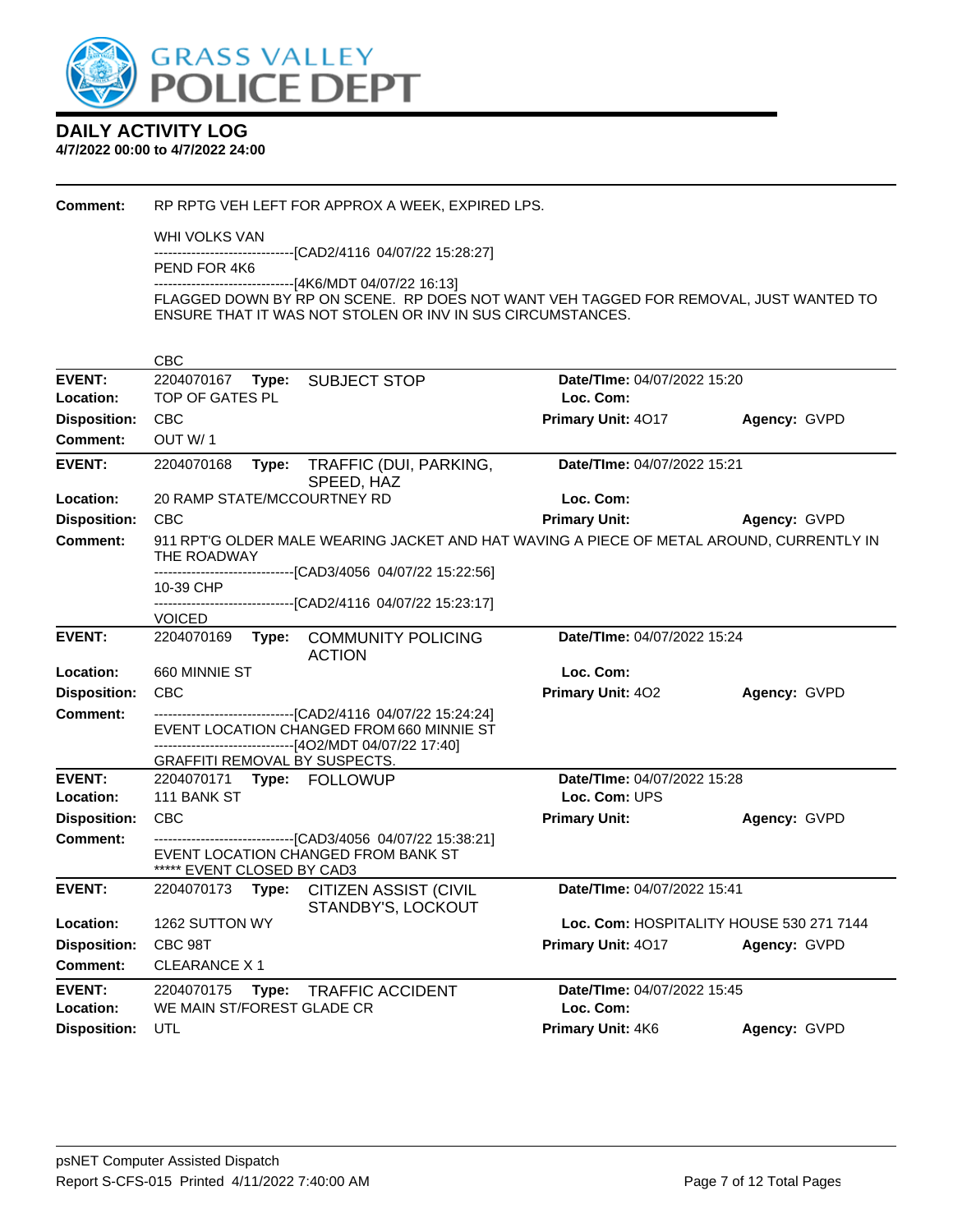# DAILY ACTIVITY LOG

**4/7/2022 00:00 to 4/7/2022 24:00**

**Comment:** RP RPTG VEH LEFT FOR APPROX A WEEK, EXPIRED LPS.

WHI VOLKS VAN
------------------------------[CAD2/4116 04/07/22 15:28:27]
PEND FOR 4K6
------------------------------[4K6/MDT 04/07/22 16:13]
FLAGGED DOWN BY RP ON SCENE. RP DOES NOT WANT VEH TAGGED FOR REMOVAL, JUST WANTED TO ENSURE THAT IT WAS NOT STOLEN OR INV IN SUS CIRCUMSTANCES.

CBC

---

**EVENT:** 2204070167 **Type:** SUBJECT STOP **Date/TIme:** 04/07/2022 15:20
**Location:** TOP OF GATES PL **Loc. Com:**
**Disposition:** CBC **Primary Unit:** 4O17 **Agency:** GVPD
**Comment:** OUT W/ 1

---

**EVENT:** 2204070168 **Type:** TRAFFIC (DUI, PARKING, SPEED, HAZ **Date/TIme:** 04/07/2022 15:21
**Location:** 20 RAMP STATE/MCCOURTNEY RD **Loc. Com:**
**Disposition:** CBC **Primary Unit:** **Agency:** GVPD
**Comment:** 911 RPT'G OLDER MALE WEARING JACKET AND HAT WAVING A PIECE OF METAL AROUND, CURRENTLY IN THE ROADWAY
------------------------------[CAD3/4056 04/07/22 15:22:56]
10-39 CHP
------------------------------[CAD2/4116 04/07/22 15:23:17]
VOICED

---

**EVENT:** 2204070169 **Type:** COMMUNITY POLICING ACTION **Date/TIme:** 04/07/2022 15:24
**Location:** 660 MINNIE ST **Loc. Com:**
**Disposition:** CBC **Primary Unit:** 4O2 **Agency:** GVPD
**Comment:** ------------------------------[CAD2/4116 04/07/22 15:24:24]
EVENT LOCATION CHANGED FROM 660 MINNIE ST
------------------------------[4O2/MDT 04/07/22 17:40]
GRAFFITI REMOVAL BY SUSPECTS.

---

**EVENT:** 2204070171 **Type:** FOLLOWUP **Date/TIme:** 04/07/2022 15:28
**Location:** 111 BANK ST **Loc. Com:** UPS
**Disposition:** CBC **Primary Unit:** **Agency:** GVPD
**Comment:** ------------------------------[CAD3/4056 04/07/22 15:38:21]
EVENT LOCATION CHANGED FROM BANK ST
***** EVENT CLOSED BY CAD3

---

**EVENT:** 2204070173 **Type:** CITIZEN ASSIST (CIVIL STANDBY'S, LOCKOUT **Date/TIme:** 04/07/2022 15:41
**Location:** 1262 SUTTON WY **Loc. Com:** HOSPITALITY HOUSE 530 271 7144
**Disposition:** CBC 98T **Primary Unit:** 4O17 **Agency:** GVPD
**Comment:** CLEARANCE X 1

---

**EVENT:** 2204070175 **Type:** TRAFFIC ACCIDENT **Date/TIme:** 04/07/2022 15:45
**Location:** WE MAIN ST/FOREST GLADE CR **Loc. Com:**
**Disposition:** UTL **Primary Unit:** 4K6 **Agency:** GVPD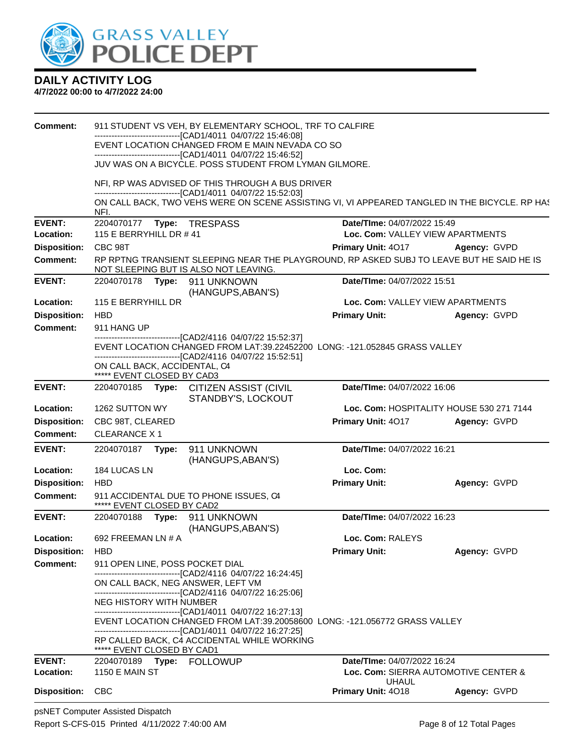# GRASS VALLEY POLICE DEPT

## DAILY ACTIVITY LOG

**4/7/2022 00:00 to 4/7/2022 24:00**

**Comment:** 911 STUDENT VS VEH, BY ELEMENTARY SCHOOL, TRF TO CALFIRE
------------------------------[CAD1/4011 04/07/22 15:46:08]
EVENT LOCATION CHANGED FROM E MAIN NEVADA CO SO
------------------------------[CAD1/4011 04/07/22 15:46:52]
JUV WAS ON A BICYCLE. POSS STUDENT FROM LYMAN GILMORE.

NFI, RP WAS ADVISED OF THIS THROUGH A BUS DRIVER
------------------------------[CAD1/4011 04/07/22 15:52:03]
ON CALL BACK, TWO VEHS WERE ON SCENE ASSISTING VI, VI APPEARED TANGLED IN THE BICYCLE. RP HAS NFI.

---

**EVENT:** 2204070177 **Type:** TRESPASS **Date/TIme:** 04/07/2022 15:49
**Location:** 115 E BERRYHILL DR # 41 **Loc. Com:** VALLEY VIEW APARTMENTS
**Disposition:** CBC 98T **Primary Unit:** 4O17 **Agency:** GVPD
**Comment:** RP RPTNG TRANSIENT SLEEPING NEAR THE PLAYGROUND, RP ASKED SUBJ TO LEAVE BUT HE SAID HE IS NOT SLEEPING BUT IS ALSO NOT LEAVING.

---

**EVENT:** 2204070178 **Type:** 911 UNKNOWN (HANGUPS,ABAN'S) **Date/TIme:** 04/07/2022 15:51
**Location:** 115 E BERRYHILL DR **Loc. Com:** VALLEY VIEW APARTMENTS
**Disposition:** HBD **Primary Unit:** **Agency:** GVPD
**Comment:** 911 HANG UP
------------------------------[CAD2/4116 04/07/22 15:52:37]
EVENT LOCATION CHANGED FROM LAT:39.22452200 LONG: -121.052845 GRASS VALLEY
------------------------------[CAD2/4116 04/07/22 15:52:51]
ON CALL BACK, ACCIDENTAL, C4
***** EVENT CLOSED BY CAD3

---

**EVENT:** 2204070185 **Type:** CITIZEN ASSIST (CIVIL STANDBY'S, LOCKOUT **Date/TIme:** 04/07/2022 16:06
**Location:** 1262 SUTTON WY **Loc. Com:** HOSPITALITY HOUSE 530 271 7144
**Disposition:** CBC 98T, CLEARED **Primary Unit:** 4O17 **Agency:** GVPD
**Comment:** CLEARANCE X 1

---

**EVENT:** 2204070187 **Type:** 911 UNKNOWN (HANGUPS,ABAN'S) **Date/TIme:** 04/07/2022 16:21
**Location:** 184 LUCAS LN **Loc. Com:**
**Disposition:** HBD **Primary Unit:** **Agency:** GVPD
**Comment:** 911 ACCIDENTAL DUE TO PHONE ISSUES, C4
***** EVENT CLOSED BY CAD2

---

**EVENT:** 2204070188 **Type:** 911 UNKNOWN (HANGUPS,ABAN'S) **Date/TIme:** 04/07/2022 16:23
**Location:** 692 FREEMAN LN # A **Loc. Com:** RALEYS
**Disposition:** HBD **Primary Unit:** **Agency:** GVPD
**Comment:** 911 OPEN LINE, POSS POCKET DIAL
------------------------------[CAD2/4116 04/07/22 16:24:45]
ON CALL BACK, NEG ANSWER, LEFT VM
------------------------------[CAD2/4116 04/07/22 16:25:06]
NEG HISTORY WITH NUMBER
------------------------------[CAD1/4011 04/07/22 16:27:13]
EVENT LOCATION CHANGED FROM LAT:39.20058600 LONG: -121.056772 GRASS VALLEY
------------------------------[CAD1/4011 04/07/22 16:27:25]
RP CALLED BACK, C4 ACCIDENTAL WHILE WORKING
***** EVENT CLOSED BY CAD1

---

**EVENT:** 2204070189 **Type:** FOLLOWUP **Date/TIme:** 04/07/2022 16:24
**Location:** 1150 E MAIN ST **Loc. Com:** SIERRA AUTOMOTIVE CENTER & UHAUL
**Disposition:** CBC **Primary Unit:** 4O18 **Agency:** GVPD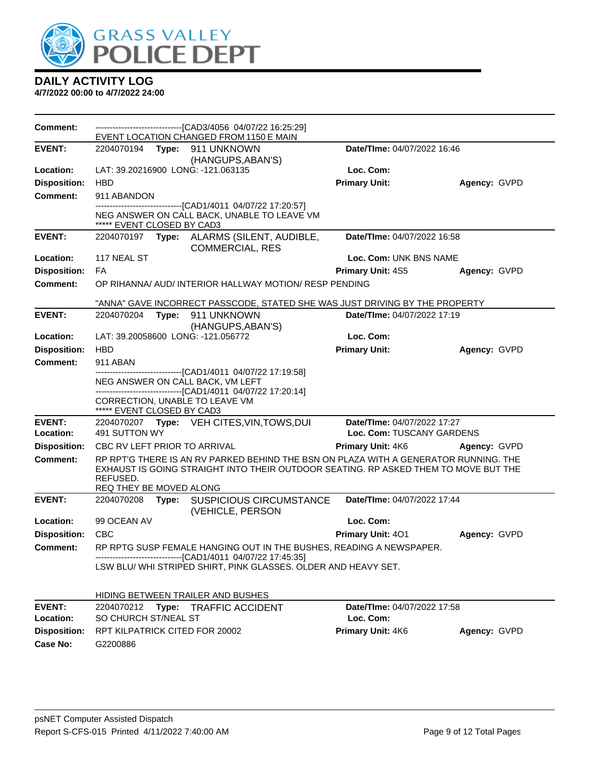# DAILY ACTIVITY LOG

**4/7/2022 00:00 to 4/7/2022 24:00**

**Comment:** ------------------------------[CAD3/4056 04/07/22 16:25:29]
EVENT LOCATION CHANGED FROM 1150 E MAIN

---

**EVENT:** 2204070194 **Type:** 911 UNKNOWN (HANGUPS,ABAN'S) **Date/TIme:** 04/07/2022 16:46

**Location:** LAT: 39.20216900 LONG: -121.063135 **Loc. Com:**

**Disposition:** HBD **Primary Unit:** **Agency:** GVPD

**Comment:** 911 ABANDON
------------------------------[CAD1/4011 04/07/22 17:20:57]
NEG ANSWER ON CALL BACK, UNABLE TO LEAVE VM
***** EVENT CLOSED BY CAD3

---

**EVENT:** 2204070197 **Type:** ALARMS (SILENT, AUDIBLE, COMMERCIAL, RES **Date/TIme:** 04/07/2022 16:58

**Location:** 117 NEAL ST **Loc. Com:** UNK BNS NAME

**Disposition:** FA **Primary Unit:** 4S5 **Agency:** GVPD

**Comment:** OP RIHANNA/ AUD/ INTERIOR HALLWAY MOTION/ RESP PENDING

"ANNA" GAVE INCORRECT PASSCODE, STATED SHE WAS JUST DRIVING BY THE PROPERTY

---

**EVENT:** 2204070204 **Type:** 911 UNKNOWN (HANGUPS,ABAN'S) **Date/TIme:** 04/07/2022 17:19

**Location:** LAT: 39.20058600 LONG: -121.056772 **Loc. Com:**

**Disposition:** HBD **Primary Unit:** **Agency:** GVPD

**Comment:** 911 ABAN
------------------------------[CAD1/4011 04/07/22 17:19:58]
NEG ANSWER ON CALL BACK, VM LEFT
------------------------------[CAD1/4011 04/07/22 17:20:14]
CORRECTION, UNABLE TO LEAVE VM
***** EVENT CLOSED BY CAD3

---

**EVENT:** 2204070207 **Type:** VEH CITES,VIN,TOWS,DUI **Date/TIme:** 04/07/2022 17:27

**Location:** 491 SUTTON WY **Loc. Com:** TUSCANY GARDENS

**Disposition:** CBC RV LEFT PRIOR TO ARRIVAL **Primary Unit:** 4K6 **Agency:** GVPD

**Comment:** RP RPT'G THERE IS AN RV PARKED BEHIND THE BSN ON PLAZA WITH A GENERATOR RUNNING. THE EXHAUST IS GOING STRAIGHT INTO THEIR OUTDOOR SEATING. RP ASKED THEM TO MOVE BUT THE REFUSED.
REQ THEY BE MOVED ALONG

---

**EVENT:** 2204070208 **Type:** SUSPICIOUS CIRCUMSTANCE (VEHICLE, PERSON **Date/TIme:** 04/07/2022 17:44

**Location:** 99 OCEAN AV **Loc. Com:**

**Disposition:** CBC **Primary Unit:** 4O1 **Agency:** GVPD

**Comment:** RP RPTG SUSP FEMALE HANGING OUT IN THE BUSHES, READING A NEWSPAPER.
------------------------------[CAD1/4011 04/07/22 17:45:35]
LSW BLU/ WHI STRIPED SHIRT, PINK GLASSES. OLDER AND HEAVY SET.

HIDING BETWEEN TRAILER AND BUSHES

---

**EVENT:** 2204070212 **Type:** TRAFFIC ACCIDENT **Date/TIme:** 04/07/2022 17:58

**Location:** SO CHURCH ST/NEAL ST **Loc. Com:**

**Disposition:** RPT KILPATRICK CITED FOR 20002 **Primary Unit:** 4K6 **Agency:** GVPD

**Case No:** G2200886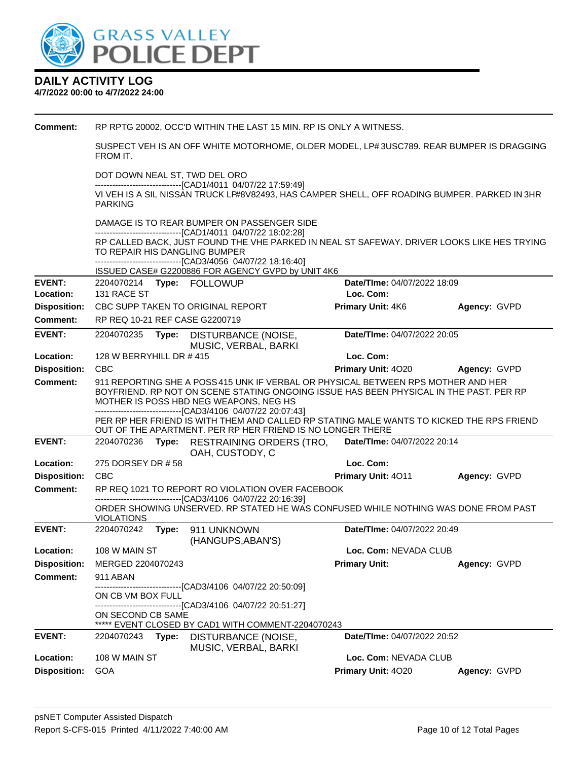# DAILY ACTIVITY LOG
**4/7/2022 00:00 to 4/7/2022 24:00**

**Comment:** RP RPTG 20002, OCC'D WITHIN THE LAST 15 MIN. RP IS ONLY A WITNESS.

SUSPECT VEH IS AN OFF WHITE MOTORHOME, OLDER MODEL, LP# 3USC789. REAR BUMPER IS DRAGGING FROM IT.

DOT DOWN NEAL ST, TWD DEL ORO
------------------------------[CAD1/4011 04/07/22 17:59:49]
VI VEH IS A SIL NISSAN TRUCK LP#8V82493, HAS CAMPER SHELL, OFF ROADING BUMPER. PARKED IN 3HR PARKING

DAMAGE IS TO REAR BUMPER ON PASSENGER SIDE
------------------------------[CAD1/4011 04/07/22 18:02:28]
RP CALLED BACK, JUST FOUND THE VHE PARKED IN NEAL ST SAFEWAY. DRIVER LOOKS LIKE HES TRYING TO REPAIR HIS DANGLING BUMPER
------------------------------[CAD3/4056 04/07/22 18:16:40]
ISSUED CASE# G2200886 FOR AGENCY GVPD by UNIT 4K6

---

**EVENT:** 2204070214 **Type:** FOLLOWUP **Date/TIme:** 04/07/2022 18:09
**Location:** 131 RACE ST **Loc. Com:**
**Disposition:** CBC SUPP TAKEN TO ORIGINAL REPORT **Primary Unit:** 4K6 **Agency:** GVPD
**Comment:** RP REQ 10-21 REF CASE G2200719

---

**EVENT:** 2204070235 **Type:** DISTURBANCE (NOISE, MUSIC, VERBAL, BARKI **Date/TIme:** 04/07/2022 20:05
**Location:** 128 W BERRYHILL DR # 415 **Loc. Com:**
**Disposition:** CBC **Primary Unit:** 4O20 **Agency:** GVPD
**Comment:** 911 REPORTING SHE A POSS 415 UNK IF VERBAL OR PHYSICAL BETWEEN RPS MOTHER AND HER BOYFRIEND. RP NOT ON SCENE STATING ONGOING ISSUE HAS BEEN PHYSICAL IN THE PAST. PER RP MOTHER IS POSS HBD NEG WEAPONS, NEG HS
------------------------------[CAD3/4106 04/07/22 20:07:43]
PER RP HER FRIEND IS WITH THEM AND CALLED RP STATING MALE WANTS TO KICKED THE RPS FRIEND OUT OF THE APARTMENT. PER RP HER FRIEND IS NO LONGER THERE

---

**EVENT:** 2204070236 **Type:** RESTRAINING ORDERS (TRO, OAH, CUSTODY, C **Date/TIme:** 04/07/2022 20:14
**Location:** 275 DORSEY DR # 58 **Loc. Com:**
**Disposition:** CBC **Primary Unit:** 4O11 **Agency:** GVPD
**Comment:** RP REQ 1021 TO REPORT RO VIOLATION OVER FACEBOOK
------------------------------[CAD3/4106 04/07/22 20:16:39]
ORDER SHOWING UNSERVED. RP STATED HE WAS CONFUSED WHILE NOTHING WAS DONE FROM PAST VIOLATIONS

---

**EVENT:** 2204070242 **Type:** 911 UNKNOWN (HANGUPS,ABAN'S) **Date/TIme:** 04/07/2022 20:49
**Location:** 108 W MAIN ST **Loc. Com:** NEVADA CLUB
**Disposition:** MERGED 2204070243 **Primary Unit:** **Agency:** GVPD
**Comment:** 911 ABAN
------------------------------[CAD3/4106 04/07/22 20:50:09]
ON CB VM BOX FULL
------------------------------[CAD3/4106 04/07/22 20:51:27]
ON SECOND CB SAME
***** EVENT CLOSED BY CAD1 WITH COMMENT-2204070243

---

**EVENT:** 2204070243 **Type:** DISTURBANCE (NOISE, MUSIC, VERBAL, BARKI **Date/TIme:** 04/07/2022 20:52
**Location:** 108 W MAIN ST **Loc. Com:** NEVADA CLUB
**Disposition:** GOA **Primary Unit:** 4O20 **Agency:** GVPD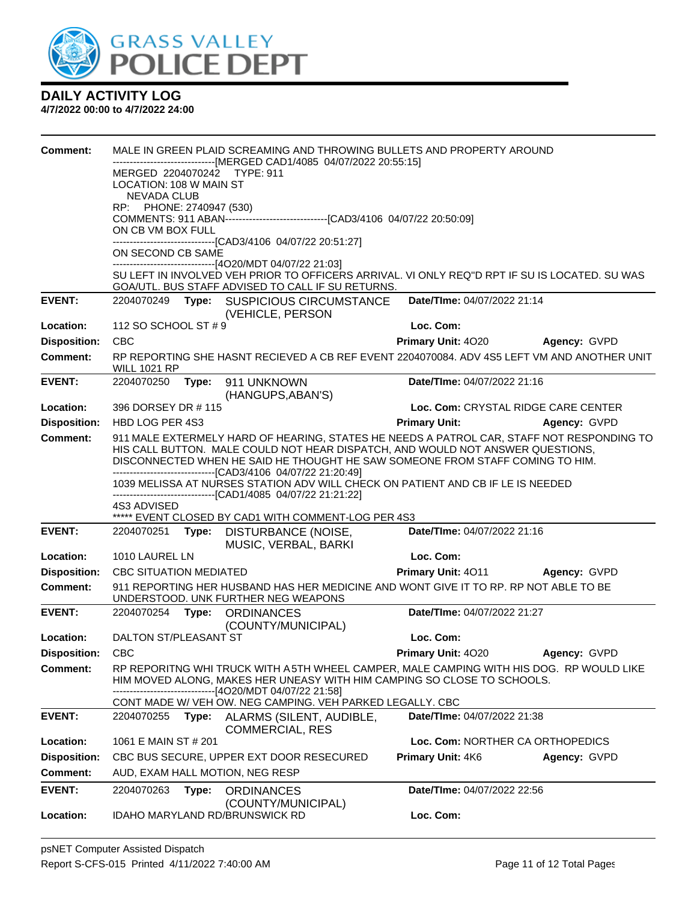# DAILY ACTIVITY LOG

**4/7/2022 00:00 to 4/7/2022 24:00**

**Comment:** MALE IN GREEN PLAID SCREAMING AND THROWING BULLETS AND PROPERTY AROUND
------------------------------[MERGED CAD1/4085 04/07/2022 20:55:15]
MERGED 2204070242 TYPE: 911
LOCATION: 108 W MAIN ST
NEVADA CLUB
RP: PHONE: 2740947 (530)
COMMENTS: 911 ABAN------------------------------[CAD3/4106 04/07/22 20:50:09]
ON CB VM BOX FULL
------------------------------[CAD3/4106 04/07/22 20:51:27]
ON SECOND CB SAME
------------------------------[4O20/MDT 04/07/22 21:03]
SU LEFT IN INVOLVED VEH PRIOR TO OFFICERS ARRIVAL. VI ONLY REQ"D RPT IF SU IS LOCATED. SU WAS GOA/UTL. BUS STAFF ADVISED TO CALL IF SU RETURNS.

---

**EVENT:** 2204070249 **Type:** SUSPICIOUS CIRCUMSTANCE (VEHICLE, PERSON **Date/TIme:** 04/07/2022 21:14
**Location:** 112 SO SCHOOL ST # 9 **Loc. Com:**
**Disposition:** CBC **Primary Unit:** 4O20 **Agency:** GVPD
**Comment:** RP REPORTING SHE HASNT RECIEVED A CB REF EVENT 2204070084. ADV 4S5 LEFT VM AND ANOTHER UNIT WILL 1021 RP

---

**EVENT:** 2204070250 **Type:** 911 UNKNOWN (HANGUPS,ABAN'S) **Date/TIme:** 04/07/2022 21:16
**Location:** 396 DORSEY DR # 115 **Loc. Com:** CRYSTAL RIDGE CARE CENTER
**Disposition:** HBD LOG PER 4S3 **Primary Unit:** **Agency:** GVPD
**Comment:** 911 MALE EXTERMELY HARD OF HEARING, STATES HE NEEDS A PATROL CAR, STAFF NOT RESPONDING TO HIS CALL BUTTON. MALE COULD NOT HEAR DISPATCH, AND WOULD NOT ANSWER QUESTIONS, DISCONNECTED WHEN HE SAID HE THOUGHT HE SAW SOMEONE FROM STAFF COMING TO HIM.
------------------------------[CAD3/4106 04/07/22 21:20:49]
1039 MELISSA AT NURSES STATION ADV WILL CHECK ON PATIENT AND CB IF LE IS NEEDED
------------------------------[CAD1/4085 04/07/22 21:21:22]
4S3 ADVISED
***** EVENT CLOSED BY CAD1 WITH COMMENT-LOG PER 4S3

---

**EVENT:** 2204070251 **Type:** DISTURBANCE (NOISE, MUSIC, VERBAL, BARKI **Date/TIme:** 04/07/2022 21:16
**Location:** 1010 LAUREL LN **Loc. Com:**
**Disposition:** CBC SITUATION MEDIATED **Primary Unit:** 4O11 **Agency:** GVPD
**Comment:** 911 REPORTING HER HUSBAND HAS HER MEDICINE AND WONT GIVE IT TO RP. RP NOT ABLE TO BE UNDERSTOOD. UNK FURTHER NEG WEAPONS

---

**EVENT:** 2204070254 **Type:** ORDINANCES (COUNTY/MUNICIPAL) **Date/TIme:** 04/07/2022 21:27
**Location:** DALTON ST/PLEASANT ST **Loc. Com:**
**Disposition:** CBC **Primary Unit:** 4O20 **Agency:** GVPD
**Comment:** RP REPORITNG WHI TRUCK WITH A 5TH WHEEL CAMPER, MALE CAMPING WITH HIS DOG. RP WOULD LIKE HIM MOVED ALONG, MAKES HER UNEASY WITH HIM CAMPING SO CLOSE TO SCHOOLS.
------------------------------[4O20/MDT 04/07/22 21:58]
CONT MADE W/ VEH OW. NEG CAMPING. VEH PARKED LEGALLY. CBC

---

**EVENT:** 2204070255 **Type:** ALARMS (SILENT, AUDIBLE, COMMERCIAL, RES **Date/TIme:** 04/07/2022 21:38
**Location:** 1061 E MAIN ST # 201 **Loc. Com:** NORTHER CA ORTHOPEDICS
**Disposition:** CBC BUS SECURE, UPPER EXT DOOR RESECURED **Primary Unit:** 4K6 **Agency:** GVPD
**Comment:** AUD, EXAM HALL MOTION, NEG RESP

---

**EVENT:** 2204070263 **Type:** ORDINANCES (COUNTY/MUNICIPAL) **Date/TIme:** 04/07/2022 22:56
**Location:** IDAHO MARYLAND RD/BRUNSWICK RD **Loc. Com:**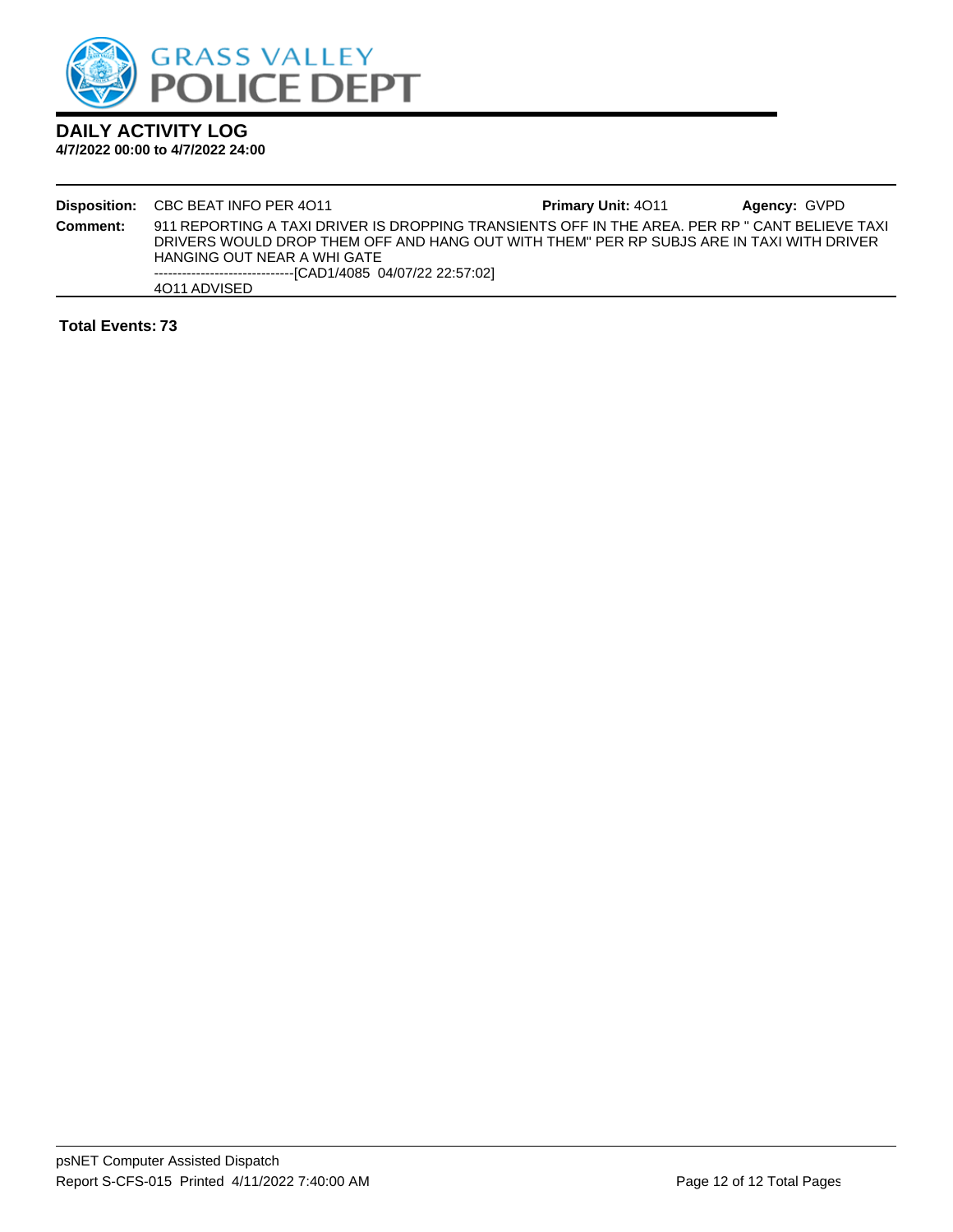# GRASS VALLEY POLICE DEPT

## DAILY ACTIVITY LOG

**4/7/2022 00:00 to 4/7/2022 24:00**

| | | | |
|---|---|---|---|
| **Disposition:** | CBC BEAT INFO PER 4O11 | **Primary Unit:** 4O11 | **Agency:** GVPD |
| **Comment:** | 911 REPORTING A TAXI DRIVER IS DROPPING TRANSIENTS OFF IN THE AREA. PER RP " CANT BELIEVE TAXI DRIVERS WOULD DROP THEM OFF AND HANG OUT WITH THEM" PER RP SUBJS ARE IN TAXI WITH DRIVER HANGING OUT NEAR A WHI GATE<br>------------------------------[CAD1/4085 04/07/22 22:57:02]<br>4O11 ADVISED | | |

**Total Events:** 73

psNET Computer Assisted Dispatch
Report S-CFS-015 Printed 4/11/2022 7:40:00 AM